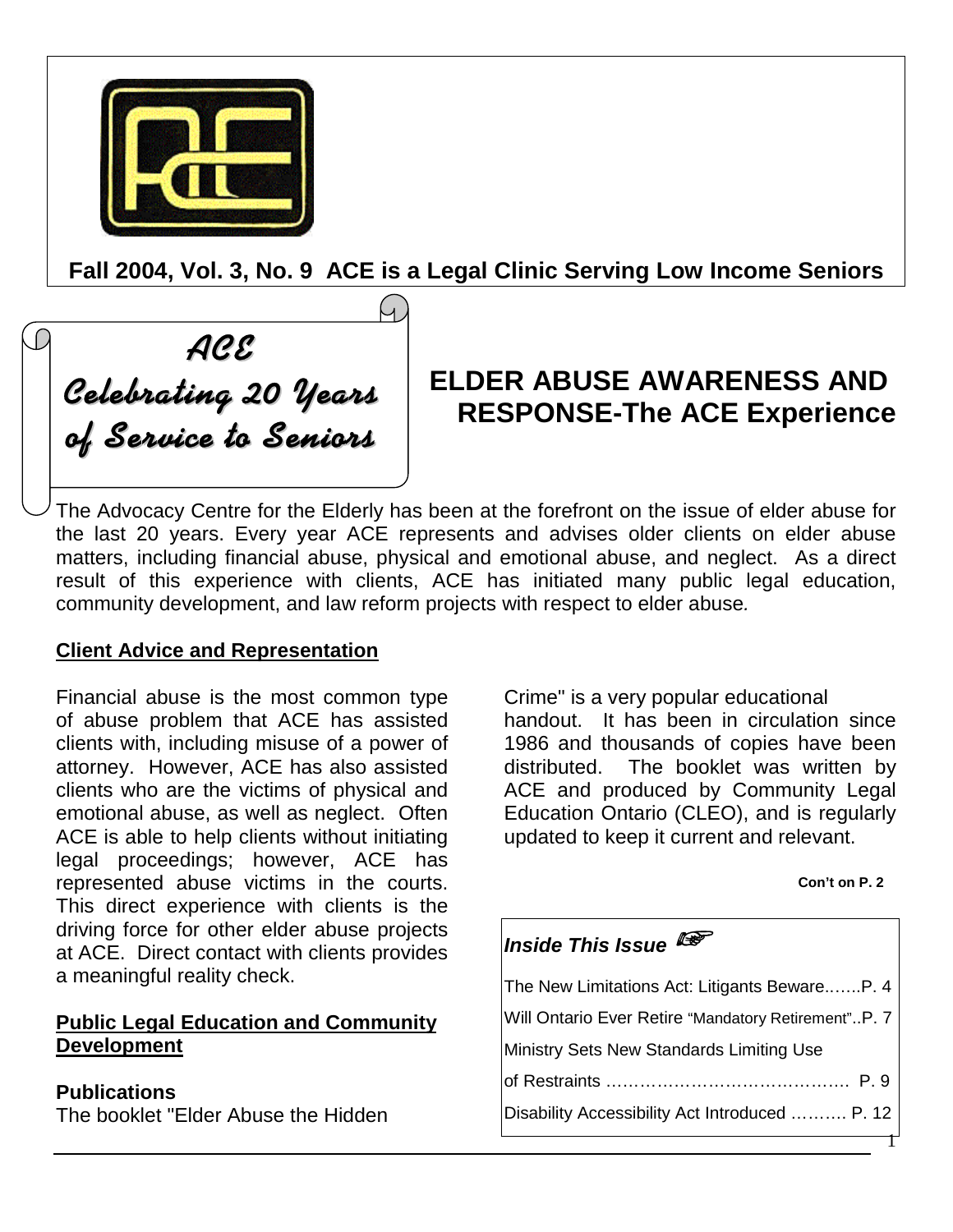**Fall 2004, Vol. 3, No. 9 ACE is a Legal Clinic Serving Low Income Seniors**

*ACE Celebrating 20 Years of Service to Seniors*

# ELDER ABUSE AWARENESS AND RESPONSE-The ACE Experience

The Advocacy Centre for the Elderly has been at the forefront on the issue of elder abuse for the last 20 years. Every year ACE represents and advises older clients on elder abuse matters, including financial abuse, physical and emotional abuse, and neglect. As a direct result of this experience with clients, ACE has initiated many public legal education, community development, and law reform projects with respect to elder abuse.

## Client Advice and Representation

Financial abuse is the most common type of abuse problem that ACE has assisted clients with, including misuse of a power of attorney. However, ACE has also assisted clients who are the victims of physical and emotional abuse, as well as neglect. Often ACE is able to help clients without initiating legal proceedings; however, ACE has represented abuse victims in the courts. This direct experience with clients is the driving force for other elder abuse projects at ACE. Direct contact with clients provides a meaningful reality check.

## Public Legal Education and Community Development

### Publications

The booklet "Elder Abuse the Hidden Crime" is a very popular educational handout. It has been in circulation since 1986 and thousands of copies have been distributed. The booklet was written by ACE and produced by Community Legal Education Ontario (CLEO), and is regularly updated to keep it current and relevant.

**Con't on P. 2**

***Inside This Issue*** ☞

- The New Limitations Act: Litigants Beware.......P. 4
- Will Ontario Ever Retire "Mandatory Retirement"..P. 7
- Ministry Sets New Standards Limiting Use of Restraints ........................................ P. 9
- Disability Accessibility Act Introduced .......... P. 12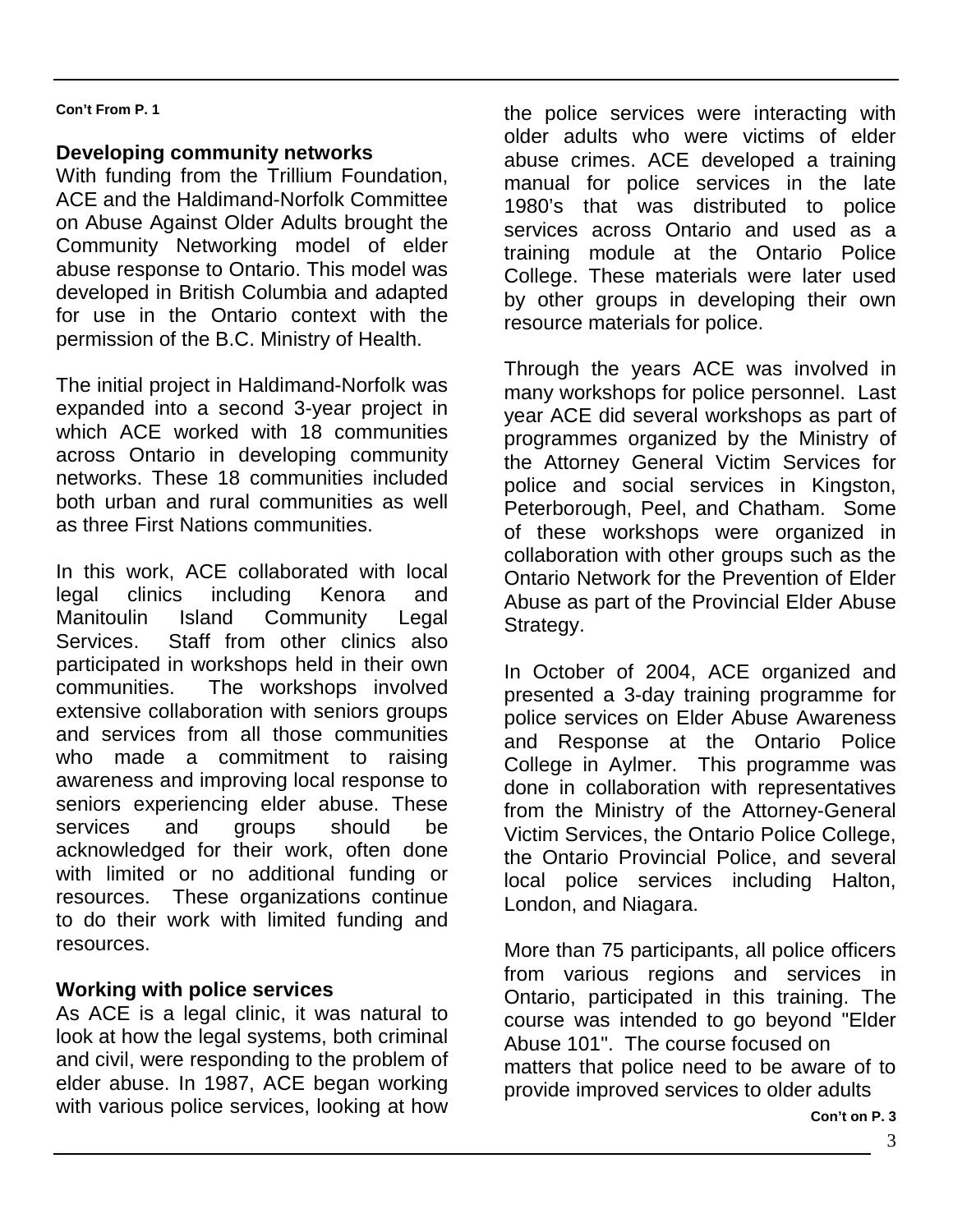Con't From P. 1

## Developing community networks

With funding from the Trillium Foundation, ACE and the Haldimand-Norfolk Committee on Abuse Against Older Adults brought the Community Networking model of elder abuse response to Ontario. This model was developed in British Columbia and adapted for use in the Ontario context with the permission of the B.C. Ministry of Health.

The initial project in Haldimand-Norfolk was expanded into a second 3-year project in which ACE worked with 18 communities across Ontario in developing community networks. These 18 communities included both urban and rural communities as well as three First Nations communities.

In this work, ACE collaborated with local legal clinics including Kenora and Manitoulin Island Community Legal Services. Staff from other clinics also participated in workshops held in their own communities. The workshops involved extensive collaboration with seniors groups and services from all those communities who made a commitment to raising awareness and improving local response to seniors experiencing elder abuse. These services and groups should be acknowledged for their work, often done with limited or no additional funding or resources. These organizations continue to do their work with limited funding and resources.

## Working with police services

As ACE is a legal clinic, it was natural to look at how the legal systems, both criminal and civil, were responding to the problem of elder abuse. In 1987, ACE began working with various police services, looking at how the police services were interacting with older adults who were victims of elder abuse crimes. ACE developed a training manual for police services in the late 1980's that was distributed to police services across Ontario and used as a training module at the Ontario Police College. These materials were later used by other groups in developing their own resource materials for police.

Through the years ACE was involved in many workshops for police personnel. Last year ACE did several workshops as part of programmes organized by the Ministry of the Attorney General Victim Services for police and social services in Kingston, Peterborough, Peel, and Chatham. Some of these workshops were organized in collaboration with other groups such as the Ontario Network for the Prevention of Elder Abuse as part of the Provincial Elder Abuse Strategy.

In October of 2004, ACE organized and presented a 3-day training programme for police services on Elder Abuse Awareness and Response at the Ontario Police College in Aylmer. This programme was done in collaboration with representatives from the Ministry of the Attorney-General Victim Services, the Ontario Police College, the Ontario Provincial Police, and several local police services including Halton, London, and Niagara.

More than 75 participants, all police officers from various regions and services in Ontario, participated in this training. The course was intended to go beyond "Elder Abuse 101". The course focused on matters that police need to be aware of to provide improved services to older adults

Con't on P. 3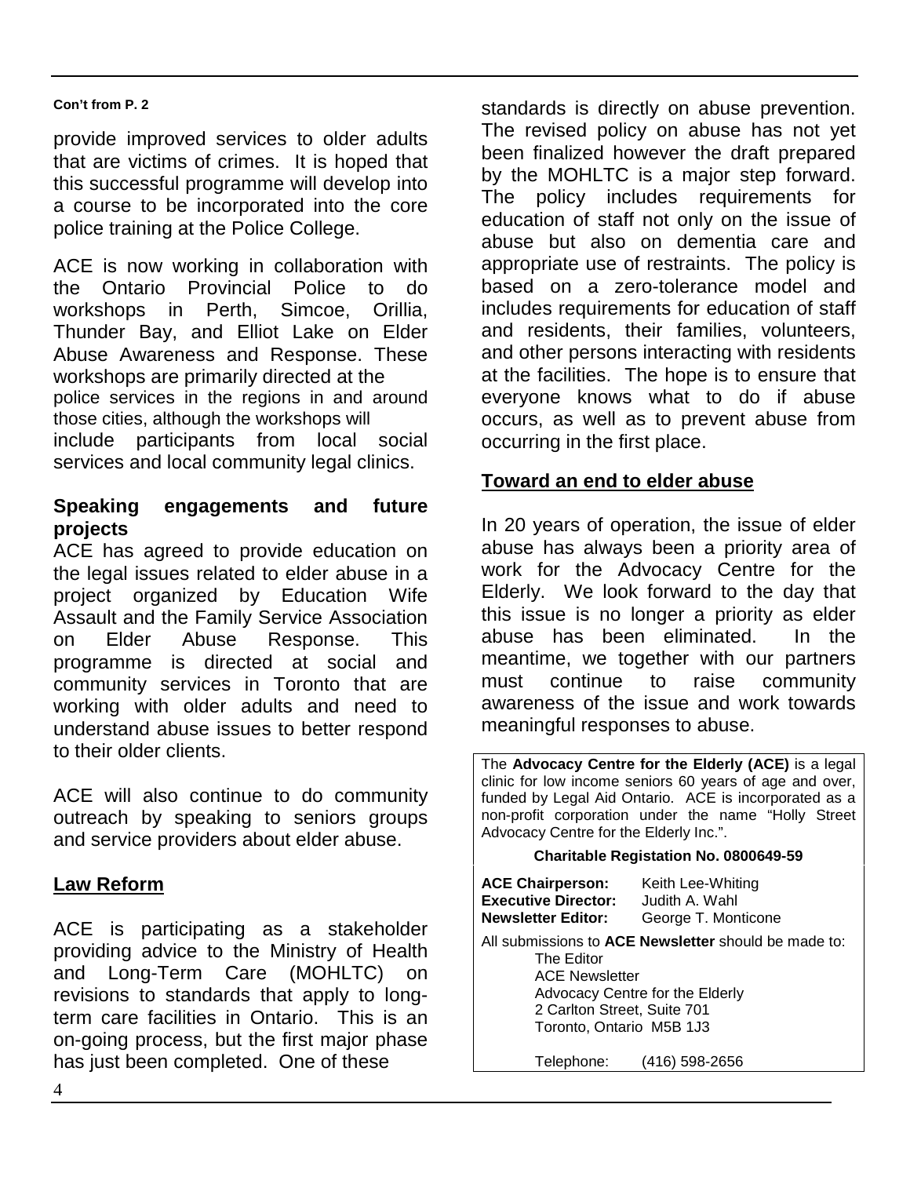**Con't from P. 2**

provide improved services to older adults that are victims of crimes. It is hoped that this successful programme will develop into a course to be incorporated into the core police training at the Police College.

ACE is now working in collaboration with the Ontario Provincial Police to do workshops in Perth, Simcoe, Orillia, Thunder Bay, and Elliot Lake on Elder Abuse Awareness and Response. These workshops are primarily directed at the police services in the regions in and around those cities, although the workshops will include participants from local social services and local community legal clinics.

### Speaking engagements and future projects

ACE has agreed to provide education on the legal issues related to elder abuse in a project organized by Education Wife Assault and the Family Service Association on Elder Abuse Response. This programme is directed at social and community services in Toronto that are working with older adults and need to understand abuse issues to better respond to their older clients.

ACE will also continue to do community outreach by speaking to seniors groups and service providers about elder abuse.

## Law Reform

ACE is participating as a stakeholder providing advice to the Ministry of Health and Long-Term Care (MOHLTC) on revisions to standards that apply to long-term care facilities in Ontario. This is an on-going process, but the first major phase has just been completed. One of these standards is directly on abuse prevention. The revised policy on abuse has not yet been finalized however the draft prepared by the MOHLTC is a major step forward. The policy includes requirements for education of staff not only on the issue of abuse but also on dementia care and appropriate use of restraints. The policy is based on a zero-tolerance model and includes requirements for education of staff and residents, their families, volunteers, and other persons interacting with residents at the facilities. The hope is to ensure that everyone knows what to do if abuse occurs, as well as to prevent abuse from occurring in the first place.

## Toward an end to elder abuse

In 20 years of operation, the issue of elder abuse has always been a priority area of work for the Advocacy Centre for the Elderly. We look forward to the day that this issue is no longer a priority as elder abuse has been eliminated. In the meantime, we together with our partners must continue to raise community awareness of the issue and work towards meaningful responses to abuse.

---

The **Advocacy Centre for the Elderly (ACE)** is a legal clinic for low income seniors 60 years of age and over, funded by Legal Aid Ontario. ACE is incorporated as a non-profit corporation under the name "Holly Street Advocacy Centre for the Elderly Inc.".

**Charitable Registation No. 0800649-59**

**ACE Chairperson:** Keith Lee-Whiting
**Executive Director:** Judith A. Wahl
**Newsletter Editor:** George T. Monticone

All submissions to **ACE Newsletter** should be made to:

The Editor
ACE Newsletter
Advocacy Centre for the Elderly
2 Carlton Street, Suite 701
Toronto, Ontario M5B 1J3

Telephone: (416) 598-2656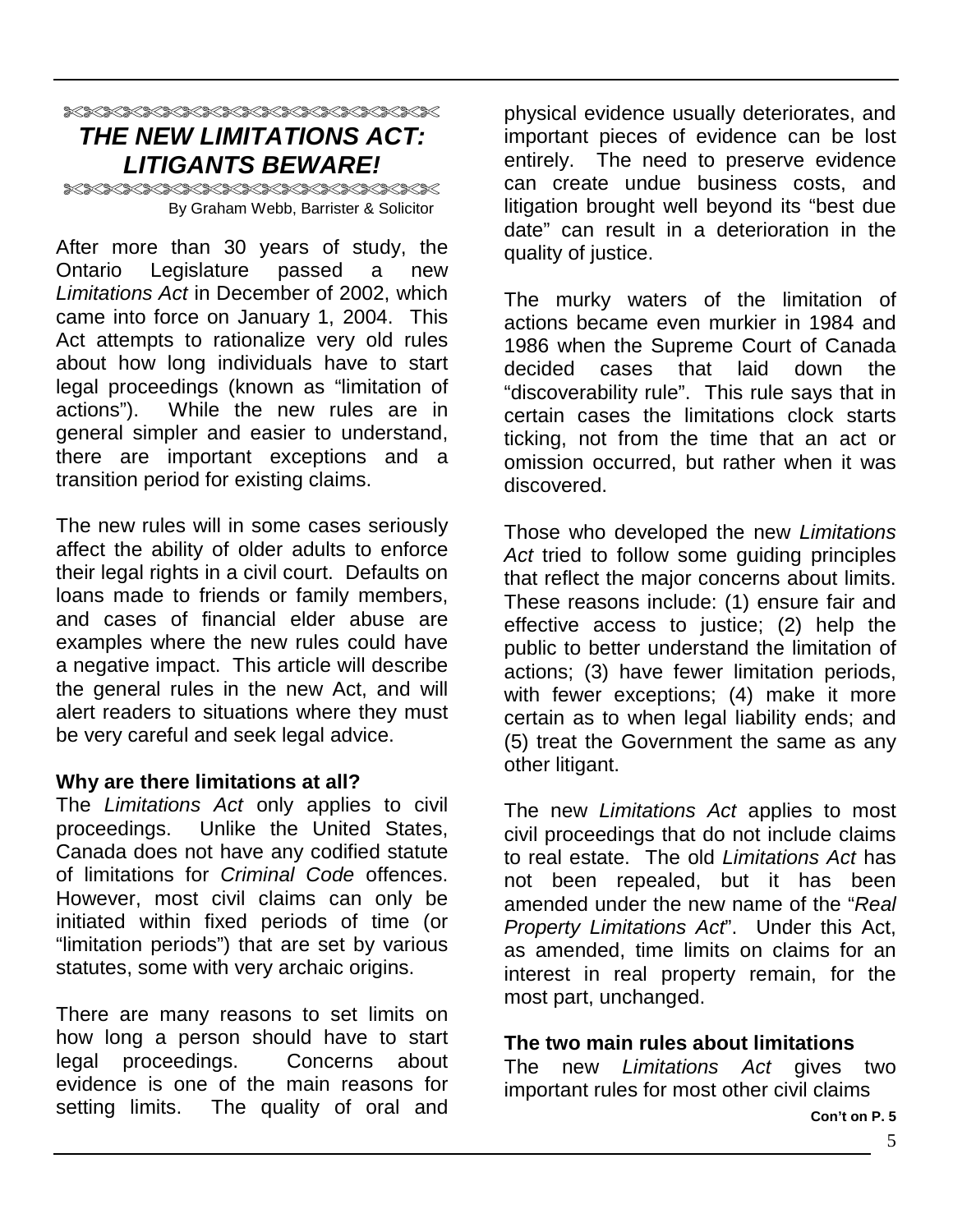# *THE NEW LIMITATIONS ACT: LITIGANTS BEWARE!*

By Graham Webb, Barrister & Solicitor

After more than 30 years of study, the Ontario Legislature passed a new *Limitations Act* in December of 2002, which came into force on January 1, 2004. This Act attempts to rationalize very old rules about how long individuals have to start legal proceedings (known as "limitation of actions"). While the new rules are in general simpler and easier to understand, there are important exceptions and a transition period for existing claims.

The new rules will in some cases seriously affect the ability of older adults to enforce their legal rights in a civil court. Defaults on loans made to friends or family members, and cases of financial elder abuse are examples where the new rules could have a negative impact. This article will describe the general rules in the new Act, and will alert readers to situations where they must be very careful and seek legal advice.

**Why are there limitations at all?**

The *Limitations Act* only applies to civil proceedings. Unlike the United States, Canada does not have any codified statute of limitations for *Criminal Code* offences. However, most civil claims can only be initiated within fixed periods of time (or "limitation periods") that are set by various statutes, some with very archaic origins.

There are many reasons to set limits on how long a person should have to start legal proceedings. Concerns about evidence is one of the main reasons for setting limits. The quality of oral and physical evidence usually deteriorates, and important pieces of evidence can be lost entirely. The need to preserve evidence can create undue business costs, and litigation brought well beyond its "best due date" can result in a deterioration in the quality of justice.

The murky waters of the limitation of actions became even murkier in 1984 and 1986 when the Supreme Court of Canada decided cases that laid down the "discoverability rule". This rule says that in certain cases the limitations clock starts ticking, not from the time that an act or omission occurred, but rather when it was discovered.

Those who developed the new *Limitations Act* tried to follow some guiding principles that reflect the major concerns about limits. These reasons include: (1) ensure fair and effective access to justice; (2) help the public to better understand the limitation of actions; (3) have fewer limitation periods, with fewer exceptions; (4) make it more certain as to when legal liability ends; and (5) treat the Government the same as any other litigant.

The new *Limitations Act* applies to most civil proceedings that do not include claims to real estate. The old *Limitations Act* has not been repealed, but it has been amended under the new name of the "*Real Property Limitations Act*". Under this Act, as amended, time limits on claims for an interest in real property remain, for the most part, unchanged.

**The two main rules about limitations**

The new *Limitations Act* gives two important rules for most other civil claims

**Con't on P. 5**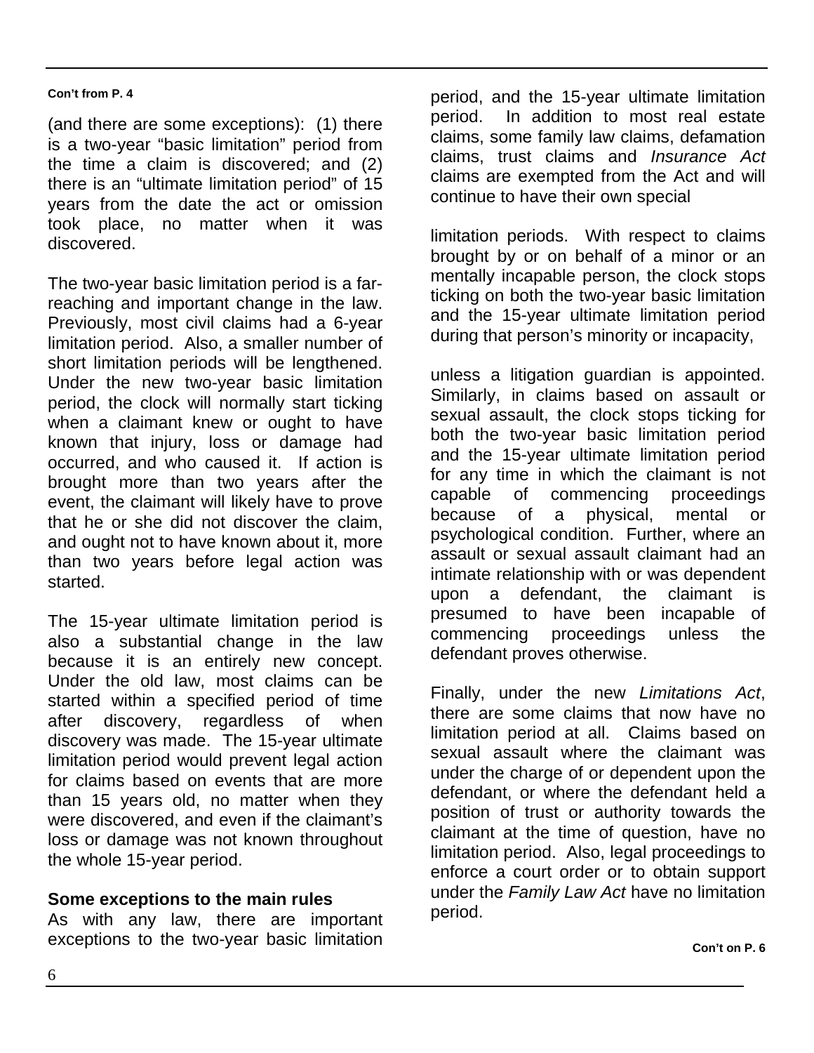**Con't from P. 4**

(and there are some exceptions): (1) there is a two-year "basic limitation" period from the time a claim is discovered; and (2) there is an "ultimate limitation period" of 15 years from the date the act or omission took place, no matter when it was discovered.

The two-year basic limitation period is a far-reaching and important change in the law. Previously, most civil claims had a 6-year limitation period. Also, a smaller number of short limitation periods will be lengthened. Under the new two-year basic limitation period, the clock will normally start ticking when a claimant knew or ought to have known that injury, loss or damage had occurred, and who caused it. If action is brought more than two years after the event, the claimant will likely have to prove that he or she did not discover the claim, and ought not to have known about it, more than two years before legal action was started.

The 15-year ultimate limitation period is also a substantial change in the law because it is an entirely new concept. Under the old law, most claims can be started within a specified period of time after discovery, regardless of when discovery was made. The 15-year ultimate limitation period would prevent legal action for claims based on events that are more than 15 years old, no matter when they were discovered, and even if the claimant's loss or damage was not known throughout the whole 15-year period.

## Some exceptions to the main rules

As with any law, there are important exceptions to the two-year basic limitation period, and the 15-year ultimate limitation period. In addition to most real estate claims, some family law claims, defamation claims, trust claims and *Insurance Act* claims are exempted from the Act and will continue to have their own special limitation periods. With respect to claims brought by or on behalf of a minor or an mentally incapable person, the clock stops ticking on both the two-year basic limitation and the 15-year ultimate limitation period during that person's minority or incapacity, unless a litigation guardian is appointed. Similarly, in claims based on assault or sexual assault, the clock stops ticking for both the two-year basic limitation period and the 15-year ultimate limitation period for any time in which the claimant is not capable of commencing proceedings because of a physical, mental or psychological condition. Further, where an assault or sexual assault claimant had an intimate relationship with or was dependent upon a defendant, the claimant is presumed to have been incapable of commencing proceedings unless the defendant proves otherwise.

Finally, under the new *Limitations Act*, there are some claims that now have no limitation period at all. Claims based on sexual assault where the claimant was under the charge of or dependent upon the defendant, or where the defendant held a position of trust or authority towards the claimant at the time of question, have no limitation period. Also, legal proceedings to enforce a court order or to obtain support under the *Family Law Act* have no limitation period.

**Con't on P. 6**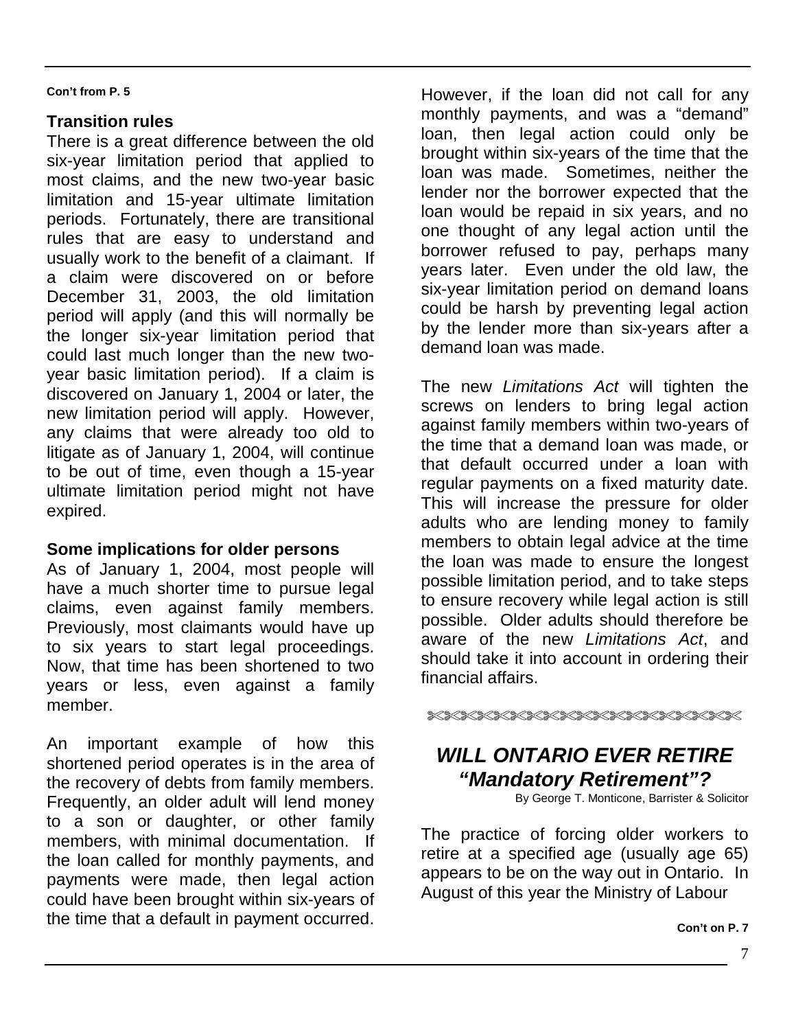**Con't from P. 5**

### Transition rules

There is a great difference between the old six-year limitation period that applied to most claims, and the new two-year basic limitation and 15-year ultimate limitation periods. Fortunately, there are transitional rules that are easy to understand and usually work to the benefit of a claimant. If a claim were discovered on or before December 31, 2003, the old limitation period will apply (and this will normally be the longer six-year limitation period that could last much longer than the new two-year basic limitation period). If a claim is discovered on January 1, 2004 or later, the new limitation period will apply. However, any claims that were already too old to litigate as of January 1, 2004, will continue to be out of time, even though a 15-year ultimate limitation period might not have expired.

### Some implications for older persons

As of January 1, 2004, most people will have a much shorter time to pursue legal claims, even against family members. Previously, most claimants would have up to six years to start legal proceedings. Now, that time has been shortened to two years or less, even against a family member.

An important example of how this shortened period operates is in the area of the recovery of debts from family members. Frequently, an older adult will lend money to a son or daughter, or other family members, with minimal documentation. If the loan called for monthly payments, and payments were made, then legal action could have been brought within six-years of the time that a default in payment occurred. However, if the loan did not call for any monthly payments, and was a "demand" loan, then legal action could only be brought within six-years of the time that the loan was made. Sometimes, neither the lender nor the borrower expected that the loan would be repaid in six years, and no one thought of any legal action until the borrower refused to pay, perhaps many years later. Even under the old law, the six-year limitation period on demand loans could be harsh by preventing legal action by the lender more than six-years after a demand loan was made.

The new *Limitations Act* will tighten the screws on lenders to bring legal action against family members within two-years of the time that a demand loan was made, or that default occurred under a loan with regular payments on a fixed maturity date. This will increase the pressure for older adults who are lending money to family members to obtain legal advice at the time the loan was made to ensure the longest possible limitation period, and to take steps to ensure recovery while legal action is still possible. Older adults should therefore be aware of the new *Limitations Act*, and should take it into account in ordering their financial affairs.

## *WILL ONTARIO EVER RETIRE "Mandatory Retirement"?*

By George T. Monticone, Barrister & Solicitor

The practice of forcing older workers to retire at a specified age (usually age 65) appears to be on the way out in Ontario. In August of this year the Ministry of Labour

**Con't on P. 7**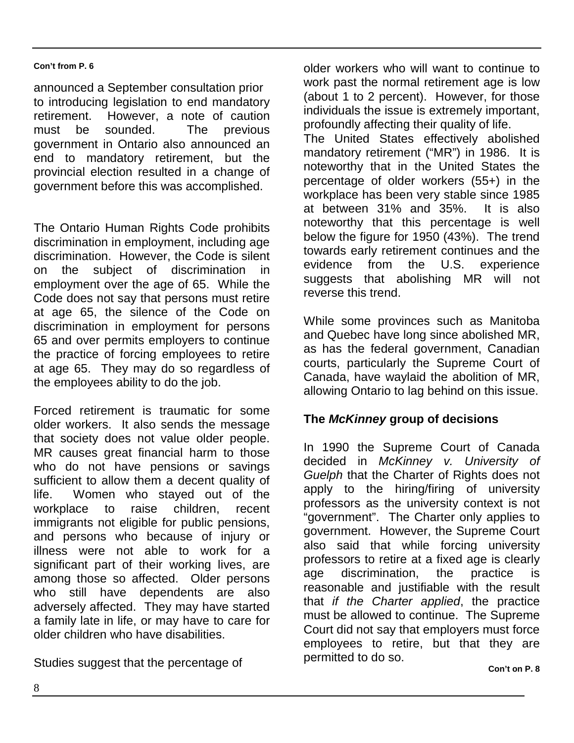Con't from P. 6

announced a September consultation prior to introducing legislation to end mandatory retirement. However, a note of caution must be sounded. The previous government in Ontario also announced an end to mandatory retirement, but the provincial election resulted in a change of government before this was accomplished.

The Ontario Human Rights Code prohibits discrimination in employment, including age discrimination. However, the Code is silent on the subject of discrimination in employment over the age of 65. While the Code does not say that persons must retire at age 65, the silence of the Code on discrimination in employment for persons 65 and over permits employers to continue the practice of forcing employees to retire at age 65. They may do so regardless of the employees ability to do the job.

Forced retirement is traumatic for some older workers. It also sends the message that society does not value older people. MR causes great financial harm to those who do not have pensions or savings sufficient to allow them a decent quality of life. Women who stayed out of the workplace to raise children, recent immigrants not eligible for public pensions, and persons who because of injury or illness were not able to work for a significant part of their working lives, are among those so affected. Older persons who still have dependents are also adversely affected. They may have started a family late in life, or may have to care for older children who have disabilities.

Studies suggest that the percentage of older workers who will want to continue to work past the normal retirement age is low (about 1 to 2 percent). However, for those individuals the issue is extremely important, profoundly affecting their quality of life.

The United States effectively abolished mandatory retirement ("MR") in 1986. It is noteworthy that in the United States the percentage of older workers (55+) in the workplace has been very stable since 1985 at between 31% and 35%. It is also noteworthy that this percentage is well below the figure for 1950 (43%). The trend towards early retirement continues and the evidence from the U.S. experience suggests that abolishing MR will not reverse this trend.

While some provinces such as Manitoba and Quebec have long since abolished MR, as has the federal government, Canadian courts, particularly the Supreme Court of Canada, have waylaid the abolition of MR, allowing Ontario to lag behind on this issue.

## The *McKinney* group of decisions

In 1990 the Supreme Court of Canada decided in *McKinney v. University of Guelph* that the Charter of Rights does not apply to the hiring/firing of university professors as the university context is not "government". The Charter only applies to government. However, the Supreme Court also said that while forcing university professors to retire at a fixed age is clearly age discrimination, the practice is reasonable and justifiable with the result that *if the Charter applied*, the practice must be allowed to continue. The Supreme Court did not say that employers must force employees to retire, but that they are permitted to do so.

Con't on P. 8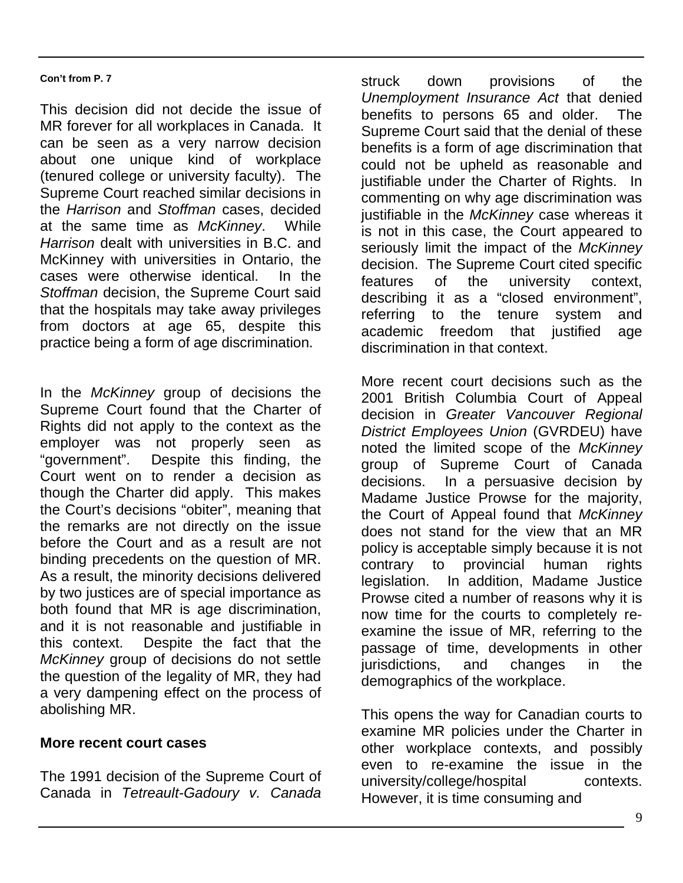**Con't from P. 7**

This decision did not decide the issue of MR forever for all workplaces in Canada. It can be seen as a very narrow decision about one unique kind of workplace (tenured college or university faculty). The Supreme Court reached similar decisions in the *Harrison* and *Stoffman* cases, decided at the same time as *McKinney*. While *Harrison* dealt with universities in B.C. and McKinney with universities in Ontario, the cases were otherwise identical. In the *Stoffman* decision, the Supreme Court said that the hospitals may take away privileges from doctors at age 65, despite this practice being a form of age discrimination.

In the *McKinney* group of decisions the Supreme Court found that the Charter of Rights did not apply to the context as the employer was not properly seen as "government". Despite this finding, the Court went on to render a decision as though the Charter did apply. This makes the Court's decisions "obiter", meaning that the remarks are not directly on the issue before the Court and as a result are not binding precedents on the question of MR. As a result, the minority decisions delivered by two justices are of special importance as both found that MR is age discrimination, and it is not reasonable and justifiable in this context. Despite the fact that the *McKinney* group of decisions do not settle the question of the legality of MR, they had a very dampening effect on the process of abolishing MR.

## More recent court cases

The 1991 decision of the Supreme Court of Canada in *Tetreault-Gadoury v. Canada* struck down provisions of the *Unemployment Insurance Act* that denied benefits to persons 65 and older. The Supreme Court said that the denial of these benefits is a form of age discrimination that could not be upheld as reasonable and justifiable under the Charter of Rights. In commenting on why age discrimination was justifiable in the *McKinney* case whereas it is not in this case, the Court appeared to seriously limit the impact of the *McKinney* decision. The Supreme Court cited specific features of the university context, describing it as a "closed environment", referring to the tenure system and academic freedom that justified age discrimination in that context.

More recent court decisions such as the 2001 British Columbia Court of Appeal decision in *Greater Vancouver Regional District Employees Union* (GVRDEU) have noted the limited scope of the *McKinney* group of Supreme Court of Canada decisions. In a persuasive decision by Madame Justice Prowse for the majority, the Court of Appeal found that *McKinney* does not stand for the view that an MR policy is acceptable simply because it is not contrary to provincial human rights legislation. In addition, Madame Justice Prowse cited a number of reasons why it is now time for the courts to completely re-examine the issue of MR, referring to the passage of time, developments in other jurisdictions, and changes in the demographics of the workplace.

This opens the way for Canadian courts to examine MR policies under the Charter in other workplace contexts, and possibly even to re-examine the issue in the university/college/hospital contexts. However, it is time consuming and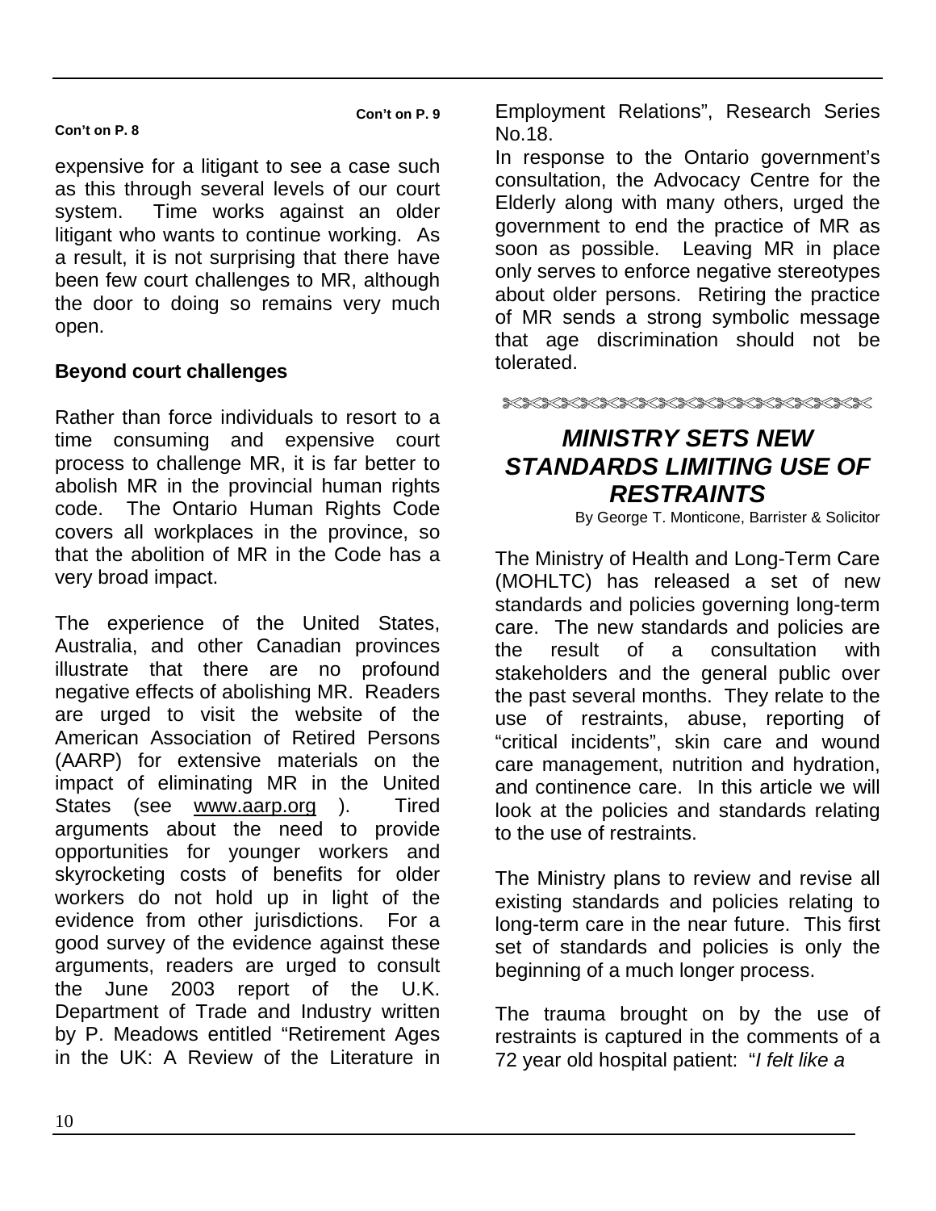Con't on P. 8

Con't on P. 9

expensive for a litigant to see a case such as this through several levels of our court system. Time works against an older litigant who wants to continue working. As a result, it is not surprising that there have been few court challenges to MR, although the door to doing so remains very much open.

**Beyond court challenges**

Rather than force individuals to resort to a time consuming and expensive court process to challenge MR, it is far better to abolish MR in the provincial human rights code. The Ontario Human Rights Code covers all workplaces in the province, so that the abolition of MR in the Code has a very broad impact.

The experience of the United States, Australia, and other Canadian provinces illustrate that there are no profound negative effects of abolishing MR. Readers are urged to visit the website of the American Association of Retired Persons (AARP) for extensive materials on the impact of eliminating MR in the United States (see www.aarp.org ). Tired arguments about the need to provide opportunities for younger workers and skyrocketing costs of benefits for older workers do not hold up in light of the evidence from other jurisdictions. For a good survey of the evidence against these arguments, readers are urged to consult the June 2003 report of the U.K. Department of Trade and Industry written by P. Meadows entitled "Retirement Ages in the UK: A Review of the Literature in Employment Relations", Research Series No.18.

In response to the Ontario government's consultation, the Advocacy Centre for the Elderly along with many others, urged the government to end the practice of MR as soon as possible. Leaving MR in place only serves to enforce negative stereotypes about older persons. Retiring the practice of MR sends a strong symbolic message that age discrimination should not be tolerated.

## *MINISTRY SETS NEW STANDARDS LIMITING USE OF RESTRAINTS*

By George T. Monticone, Barrister & Solicitor

The Ministry of Health and Long-Term Care (MOHLTC) has released a set of new standards and policies governing long-term care. The new standards and policies are the result of a consultation with stakeholders and the general public over the past several months. They relate to the use of restraints, abuse, reporting of "critical incidents", skin care and wound care management, nutrition and hydration, and continence care. In this article we will look at the policies and standards relating to the use of restraints.

The Ministry plans to review and revise all existing standards and policies relating to long-term care in the near future. This first set of standards and policies is only the beginning of a much longer process.

The trauma brought on by the use of restraints is captured in the comments of a 72 year old hospital patient: "*I felt like a*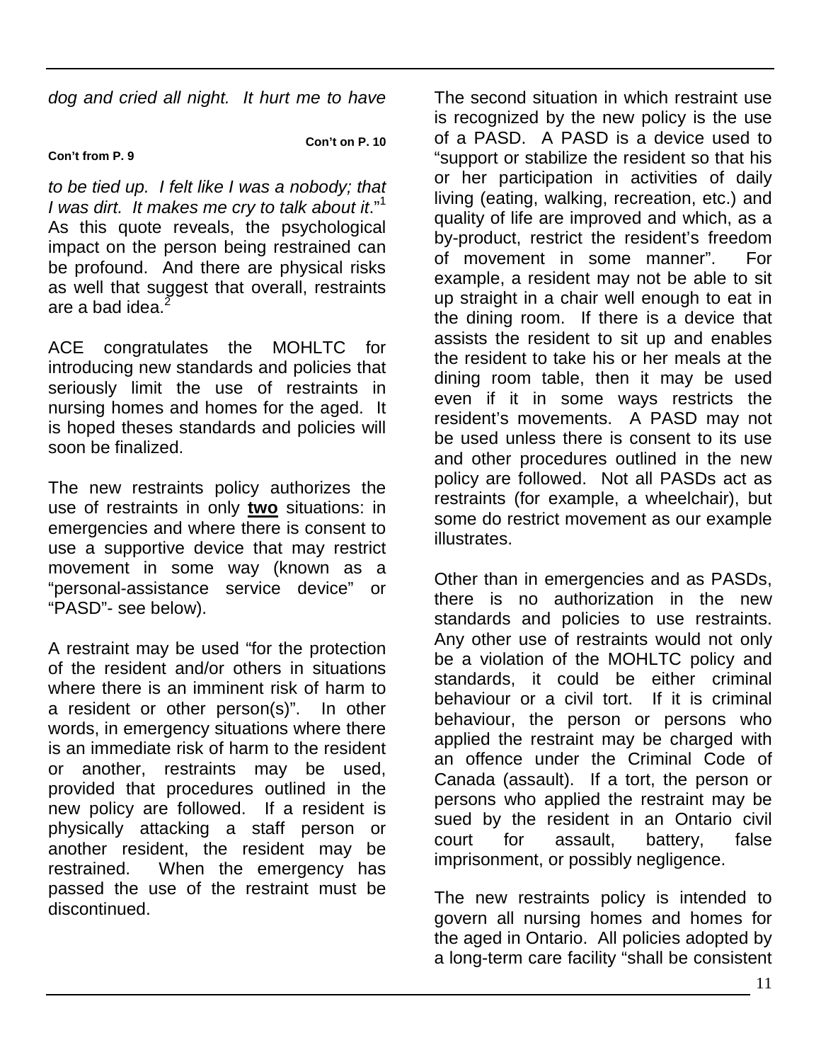*dog and cried all night. It hurt me to have*

**Con't on P. 10**

**Con't from P. 9**

*to be tied up. I felt like I was a nobody; that I was dirt. It makes me cry to talk about it*."[1] As this quote reveals, the psychological impact on the person being restrained can be profound. And there are physical risks as well that suggest that overall, restraints are a bad idea.[2]

ACE congratulates the MOHLTC for introducing new standards and policies that seriously limit the use of restraints in nursing homes and homes for the aged. It is hoped theses standards and policies will soon be finalized.

The new restraints policy authorizes the use of restraints in only **two** situations: in emergencies and where there is consent to use a supportive device that may restrict movement in some way (known as a "personal-assistance service device" or "PASD"- see below).

A restraint may be used "for the protection of the resident and/or others in situations where there is an imminent risk of harm to a resident or other person(s)". In other words, in emergency situations where there is an immediate risk of harm to the resident or another, restraints may be used, provided that procedures outlined in the new policy are followed. If a resident is physically attacking a staff person or another resident, the resident may be restrained. When the emergency has passed the use of the restraint must be discontinued.

The second situation in which restraint use is recognized by the new policy is the use of a PASD. A PASD is a device used to "support or stabilize the resident so that his or her participation in activities of daily living (eating, walking, recreation, etc.) and quality of life are improved and which, as a by-product, restrict the resident's freedom of movement in some manner". For example, a resident may not be able to sit up straight in a chair well enough to eat in the dining room. If there is a device that assists the resident to sit up and enables the resident to take his or her meals at the dining room table, then it may be used even if it in some ways restricts the resident's movements. A PASD may not be used unless there is consent to its use and other procedures outlined in the new policy are followed. Not all PASDs act as restraints (for example, a wheelchair), but some do restrict movement as our example illustrates.

Other than in emergencies and as PASDs, there is no authorization in the new standards and policies to use restraints. Any other use of restraints would not only be a violation of the MOHLTC policy and standards, it could be either criminal behaviour or a civil tort. If it is criminal behaviour, the person or persons who applied the restraint may be charged with an offence under the Criminal Code of Canada (assault). If a tort, the person or persons who applied the restraint may be sued by the resident in an Ontario civil court for assault, battery, false imprisonment, or possibly negligence.

The new restraints policy is intended to govern all nursing homes and homes for the aged in Ontario. All policies adopted by a long-term care facility "shall be consistent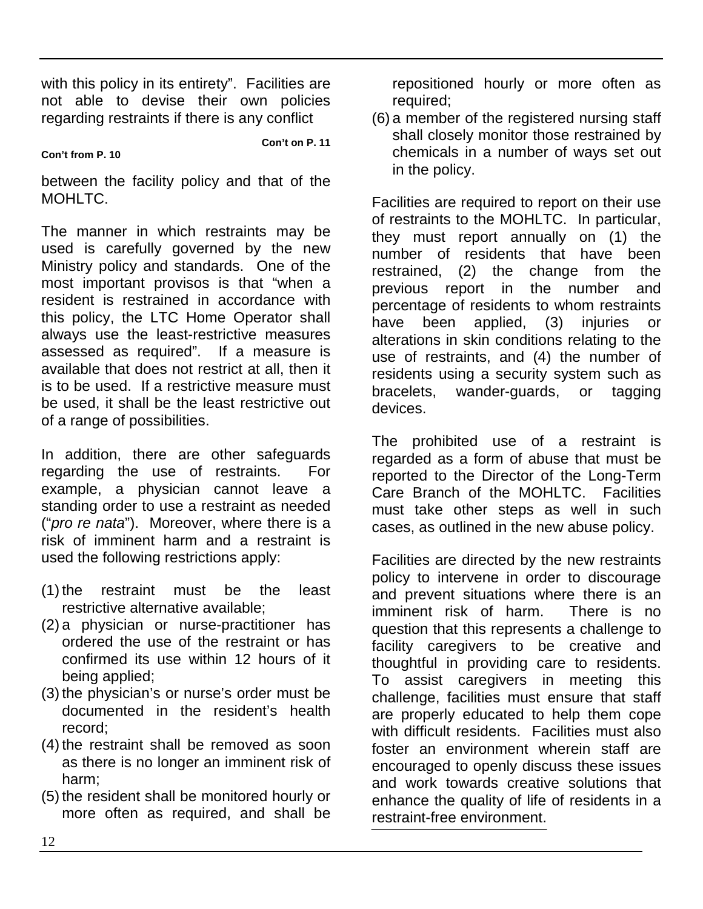with this policy in its entirety". Facilities are not able to devise their own policies regarding restraints if there is any conflict

**Con't on P. 11**

**Con't from P. 10**

between the facility policy and that of the MOHLTC.

The manner in which restraints may be used is carefully governed by the new Ministry policy and standards. One of the most important provisos is that "when a resident is restrained in accordance with this policy, the LTC Home Operator shall always use the least-restrictive measures assessed as required". If a measure is available that does not restrict at all, then it is to be used. If a restrictive measure must be used, it shall be the least restrictive out of a range of possibilities.

In addition, there are other safeguards regarding the use of restraints. For example, a physician cannot leave a standing order to use a restraint as needed ("*pro re nata*"). Moreover, where there is a risk of imminent harm and a restraint is used the following restrictions apply:

(1) the restraint must be the least restrictive alternative available;
(2) a physician or nurse-practitioner has ordered the use of the restraint or has confirmed its use within 12 hours of it being applied;
(3) the physician's or nurse's order must be documented in the resident's health record;
(4) the restraint shall be removed as soon as there is no longer an imminent risk of harm;
(5) the resident shall be monitored hourly or more often as required, and shall be repositioned hourly or more often as required;
(6) a member of the registered nursing staff shall closely monitor those restrained by chemicals in a number of ways set out in the policy.

Facilities are required to report on their use of restraints to the MOHLTC. In particular, they must report annually on (1) the number of residents that have been restrained, (2) the change from the previous report in the number and percentage of residents to whom restraints have been applied, (3) injuries or alterations in skin conditions relating to the use of restraints, and (4) the number of residents using a security system such as bracelets, wander-guards, or tagging devices.

The prohibited use of a restraint is regarded as a form of abuse that must be reported to the Director of the Long-Term Care Branch of the MOHLTC. Facilities must take other steps as well in such cases, as outlined in the new abuse policy.

Facilities are directed by the new restraints policy to intervene in order to discourage and prevent situations where there is an imminent risk of harm. There is no question that this represents a challenge to facility caregivers to be creative and thoughtful in providing care to residents. To assist caregivers in meeting this challenge, facilities must ensure that staff are properly educated to help them cope with difficult residents. Facilities must also foster an environment wherein staff are encouraged to openly discuss these issues and work towards creative solutions that enhance the quality of life of residents in a restraint-free environment.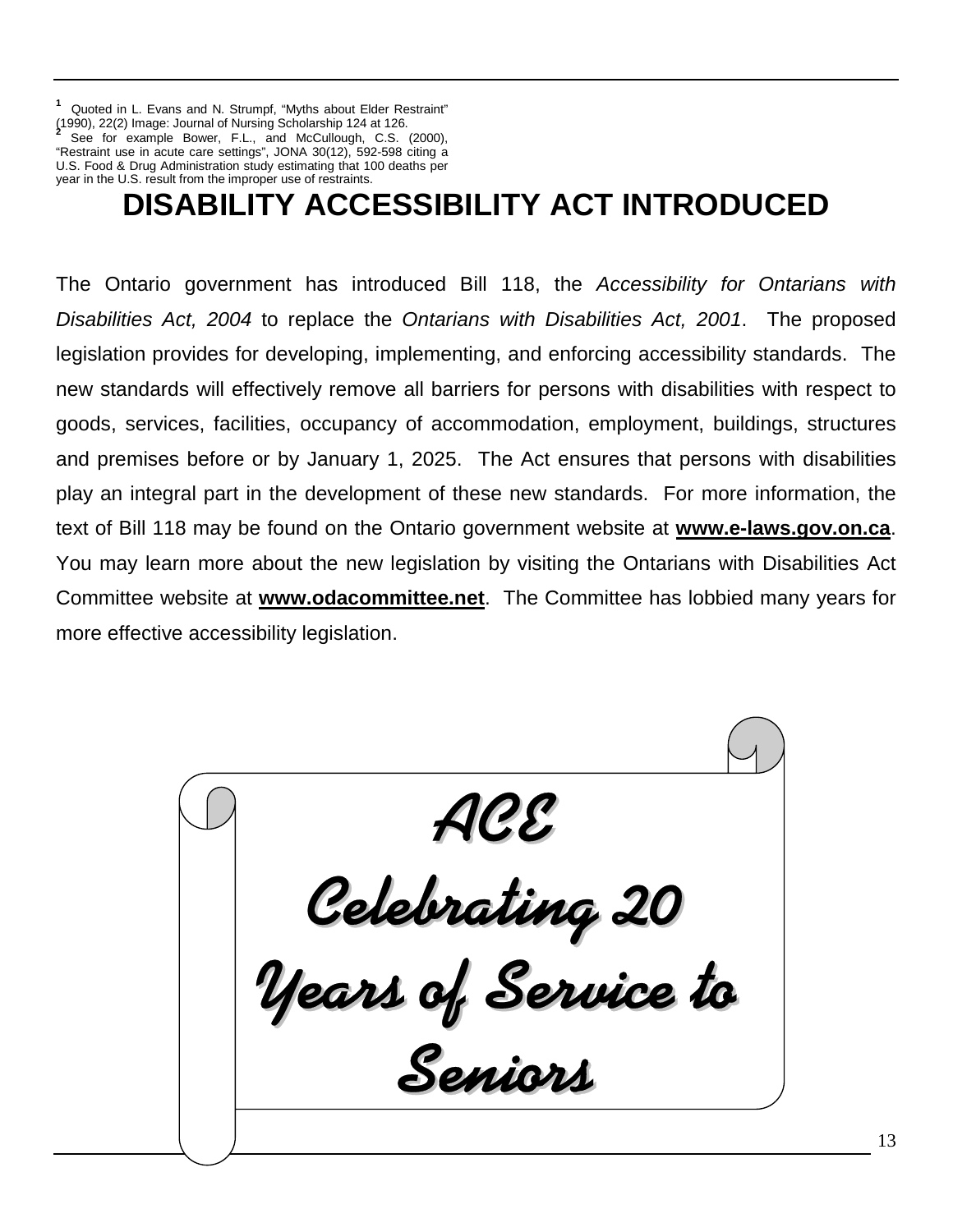[1] Quoted in L. Evans and N. Strumpf, "Myths about Elder Restraint" (1990), 22(2) Image: Journal of Nursing Scholarship 124 at 126.

[2] See for example Bower, F.L., and McCullough, C.S. (2000), "Restraint use in acute care settings", JONA 30(12), 592-598 citing a U.S. Food & Drug Administration study estimating that 100 deaths per year in the U.S. result from the improper use of restraints.

# DISABILITY ACCESSIBILITY ACT INTRODUCED

The Ontario government has introduced Bill 118, the *Accessibility for Ontarians with Disabilities Act, 2004* to replace the *Ontarians with Disabilities Act, 2001*. The proposed legislation provides for developing, implementing, and enforcing accessibility standards. The new standards will effectively remove all barriers for persons with disabilities with respect to goods, services, facilities, occupancy of accommodation, employment, buildings, structures and premises before or by January 1, 2025. The Act ensures that persons with disabilities play an integral part in the development of these new standards. For more information, the text of Bill 118 may be found on the Ontario government website at **www.e-laws.gov.on.ca**. You may learn more about the new legislation by visiting the Ontarians with Disabilities Act Committee website at **www.odacommittee.net**. The Committee has lobbied many years for more effective accessibility legislation.

**ACE**

**Celebrating 20 Years of Service to Seniors**